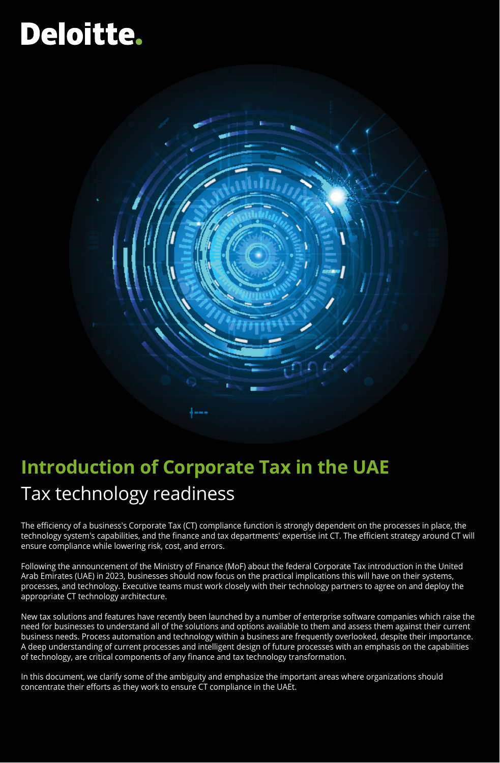Deloitte.

# Introduction of Corporate Tax in the UAE

## Tax technology readiness

The efficiency of a business's Corporate Tax (CT) compliance function is strongly dependent on the processes in place, the technology system's capabilities, and the finance and tax departments' expertise int CT. The efficient strategy around CT will ensure compliance while lowering risk, cost, and errors.

Following the announcement of the Ministry of Finance (MoF) about the federal Corporate Tax introduction in the United Arab Emirates (UAE) in 2023, businesses should now focus on the practical implications this will have on their systems, processes, and technology. Executive teams must work closely with their technology partners to agree on and deploy the appropriate CT technology architecture.

New tax solutions and features have recently been launched by a number of enterprise software companies which raise the need for businesses to understand all of the solutions and options available to them and assess them against their current business needs. Process automation and technology within a business are frequently overlooked, despite their importance. A deep understanding of current processes and intelligent design of future processes with an emphasis on the capabilities of technology, are critical components of any finance and tax technology transformation.

In this document, we clarify some of the ambiguity and emphasize the important areas where organizations should concentrate their efforts as they work to ensure CT compliance in the UAEt.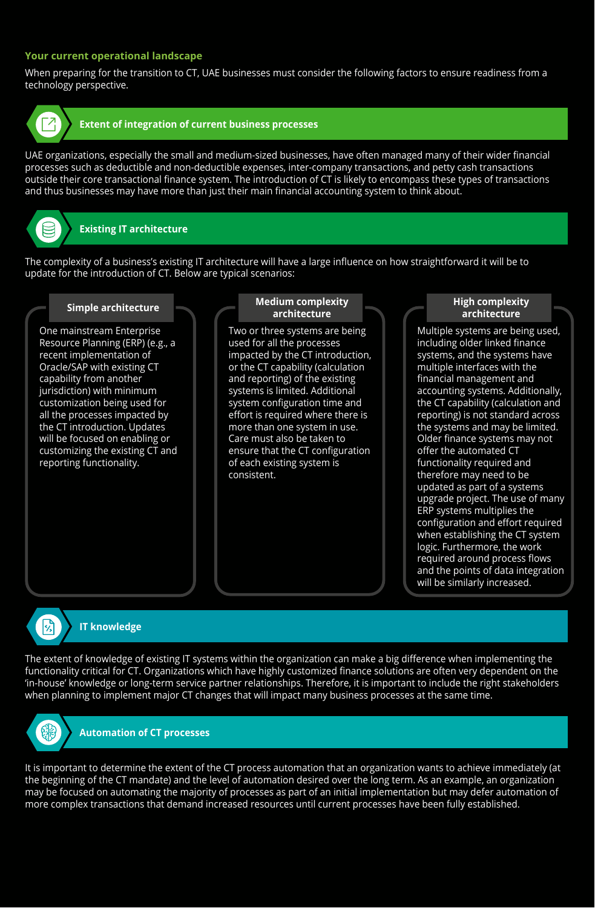## Your current operational landscape

When preparing for the transition to CT, UAE businesses must consider the following factors to ensure readiness from a technology perspective.

### Extent of integration of current business processes

UAE organizations, especially the small and medium-sized businesses, have often managed many of their wider financial processes such as deductible and non-deductible expenses, inter-company transactions, and petty cash transactions outside their core transactional finance system. The introduction of CT is likely to encompass these types of transactions and thus businesses may have more than just their main financial accounting system to think about.

### Existing IT architecture

The complexity of a business's existing IT architecture will have a large influence on how straightforward it will be to update for the introduction of CT. Below are typical scenarios:

#### Simple architecture

One mainstream Enterprise Resource Planning (ERP) (e.g., a recent implementation of Oracle/SAP with existing CT capability from another jurisdiction) with minimum customization being used for all the processes impacted by the CT introduction. Updates will be focused on enabling or customizing the existing CT and reporting functionality.

#### Medium complexity architecture

Two or three systems are being used for all the processes impacted by the CT introduction, or the CT capability (calculation and reporting) of the existing systems is limited. Additional system configuration time and effort is required where there is more than one system in use. Care must also be taken to ensure that the CT configuration of each existing system is consistent.

#### High complexity architecture

Multiple systems are being used, including older linked finance systems, and the systems have multiple interfaces with the financial management and accounting systems. Additionally, the CT capability (calculation and reporting) is not standard across the systems and may be limited. Older finance systems may not offer the automated CT functionality required and therefore may need to be updated as part of a systems upgrade project. The use of many ERP systems multiplies the configuration and effort required when establishing the CT system logic. Furthermore, the work required around process flows and the points of data integration will be similarly increased.

### IT knowledge

The extent of knowledge of existing IT systems within the organization can make a big difference when implementing the functionality critical for CT. Organizations which have highly customized finance solutions are often very dependent on the 'in-house' knowledge or long-term service partner relationships. Therefore, it is important to include the right stakeholders when planning to implement major CT changes that will impact many business processes at the same time.

### Automation of CT processes

It is important to determine the extent of the CT process automation that an organization wants to achieve immediately (at the beginning of the CT mandate) and the level of automation desired over the long term. As an example, an organization may be focused on automating the majority of processes as part of an initial implementation but may defer automation of more complex transactions that demand increased resources until current processes have been fully established.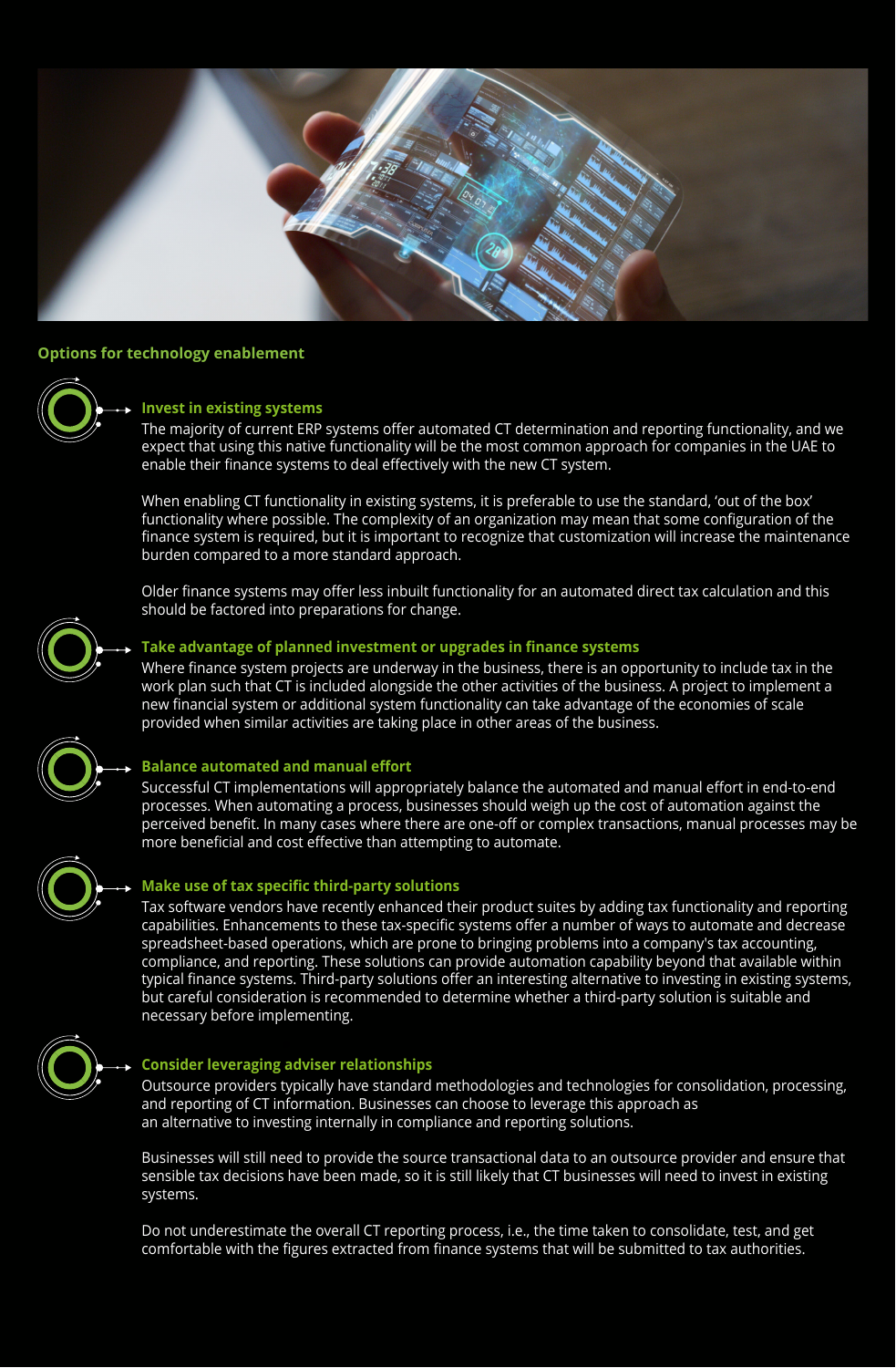## Options for technology enablement

### Invest in existing systems

The majority of current ERP systems offer automated CT determination and reporting functionality, and we expect that using this native functionality will be the most common approach for companies in the UAE to enable their finance systems to deal effectively with the new CT system.

When enabling CT functionality in existing systems, it is preferable to use the standard, 'out of the box' functionality where possible. The complexity of an organization may mean that some configuration of the finance system is required, but it is important to recognize that customization will increase the maintenance burden compared to a more standard approach.

Older finance systems may offer less inbuilt functionality for an automated direct tax calculation and this should be factored into preparations for change.

### Take advantage of planned investment or upgrades in finance systems

Where finance system projects are underway in the business, there is an opportunity to include tax in the work plan such that CT is included alongside the other activities of the business. A project to implement a new financial system or additional system functionality can take advantage of the economies of scale provided when similar activities are taking place in other areas of the business.

### Balance automated and manual effort

Successful CT implementations will appropriately balance the automated and manual effort in end-to-end processes. When automating a process, businesses should weigh up the cost of automation against the perceived benefit. In many cases where there are one-off or complex transactions, manual processes may be more beneficial and cost effective than attempting to automate.

### Make use of tax specific third-party solutions

Tax software vendors have recently enhanced their product suites by adding tax functionality and reporting capabilities. Enhancements to these tax-specific systems offer a number of ways to automate and decrease spreadsheet-based operations, which are prone to bringing problems into a company's tax accounting, compliance, and reporting. These solutions can provide automation capability beyond that available within typical finance systems. Third-party solutions offer an interesting alternative to investing in existing systems, but careful consideration is recommended to determine whether a third-party solution is suitable and necessary before implementing.

### Consider leveraging adviser relationships

Outsource providers typically have standard methodologies and technologies for consolidation, processing, and reporting of CT information. Businesses can choose to leverage this approach as an alternative to investing internally in compliance and reporting solutions.

Businesses will still need to provide the source transactional data to an outsource provider and ensure that sensible tax decisions have been made, so it is still likely that CT businesses will need to invest in existing systems.

Do not underestimate the overall CT reporting process, i.e., the time taken to consolidate, test, and get comfortable with the figures extracted from finance systems that will be submitted to tax authorities.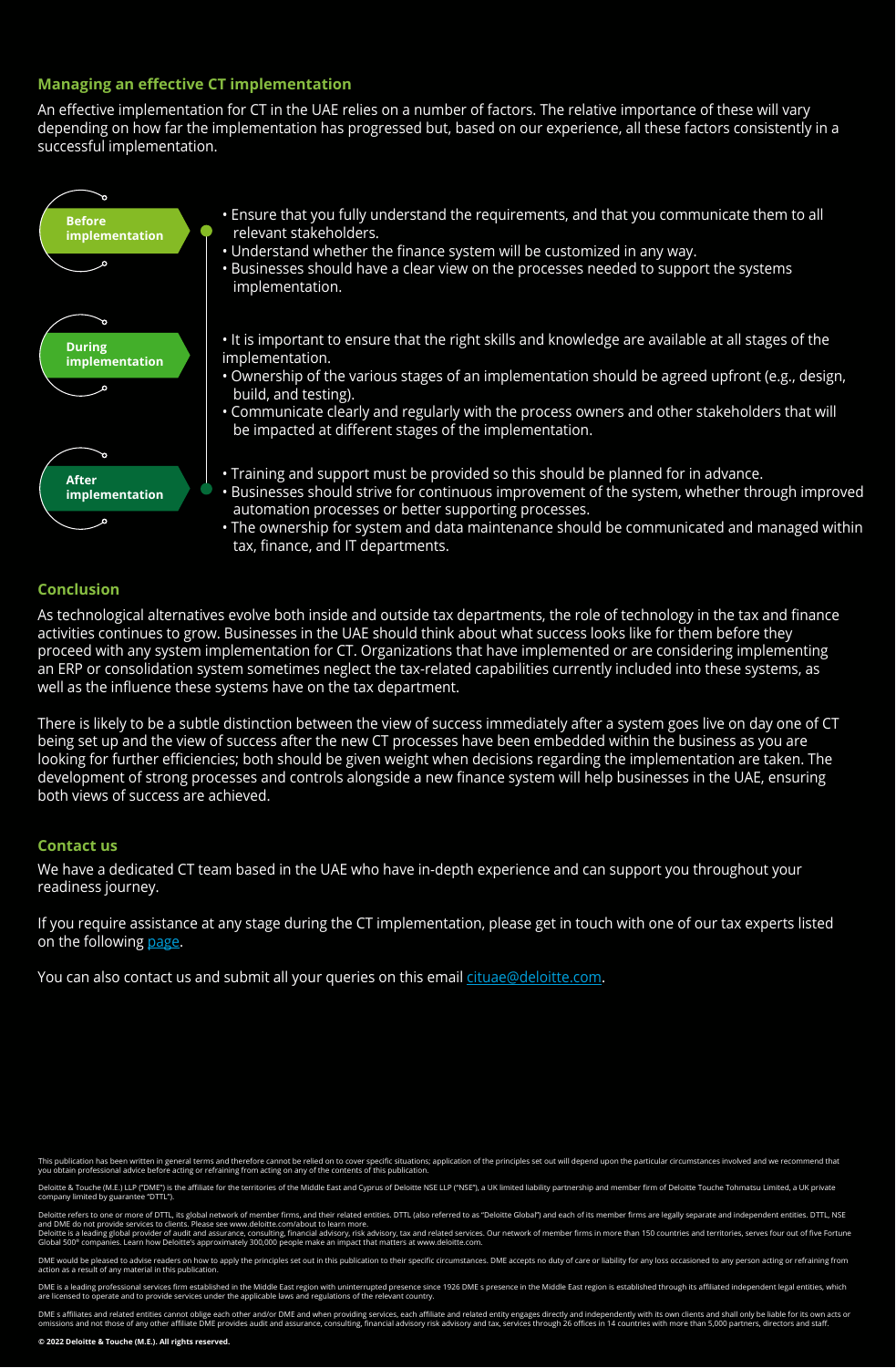## Managing an effective CT implementation

An effective implementation for CT in the UAE relies on a number of factors. The relative importance of these will vary depending on how far the implementation has progressed but, based on our experience, all these factors consistently in a successful implementation.

**Before implementation**

- Ensure that you fully understand the requirements, and that you communicate them to all relevant stakeholders.
- Understand whether the finance system will be customized in any way.
- Businesses should have a clear view on the processes needed to support the systems implementation.

**During implementation**

- It is important to ensure that the right skills and knowledge are available at all stages of the implementation.
- Ownership of the various stages of an implementation should be agreed upfront (e.g., design, build, and testing).
- Communicate clearly and regularly with the process owners and other stakeholders that will be impacted at different stages of the implementation.

**After implementation**

- Training and support must be provided so this should be planned for in advance.
- Businesses should strive for continuous improvement of the system, whether through improved automation processes or better supporting processes.
- The ownership for system and data maintenance should be communicated and managed within tax, finance, and IT departments.

## Conclusion

As technological alternatives evolve both inside and outside tax departments, the role of technology in the tax and finance activities continues to grow. Businesses in the UAE should think about what success looks like for them before they proceed with any system implementation for CT. Organizations that have implemented or are considering implementing an ERP or consolidation system sometimes neglect the tax-related capabilities currently included into these systems, as well as the influence these systems have on the tax department.

There is likely to be a subtle distinction between the view of success immediately after a system goes live on day one of CT being set up and the view of success after the new CT processes have been embedded within the business as you are looking for further efficiencies; both should be given weight when decisions regarding the implementation are taken. The development of strong processes and controls alongside a new finance system will help businesses in the UAE, ensuring both views of success are achieved.

## Contact us

We have a dedicated CT team based in the UAE who have in-depth experience and can support you throughout your readiness journey.

If you require assistance at any stage during the CT implementation, please get in touch with one of our tax experts listed on the following page.

You can also contact us and submit all your queries on this email cituae@deloitte.com.

This publication has been written in general terms and therefore cannot be relied on to cover specific situations; application of the principles set out will depend upon the particular circumstances involved and we recommend that you obtain professional advice before acting or refraining from acting on any of the contents of this publication.

Deloitte & Touche (M.E.) LLP ("DME") is the affiliate for the territories of the Middle East and Cyprus of Deloitte NSE LLP ("NSE"), a UK limited liability partnership and member firm of Deloitte Touche Tohmatsu Limited, a UK private company limited by guarantee "DTTL").

Deloitte refers to one or more of DTTL, its global network of member firms, and their related entities. DTTL (also referred to as "Deloitte Global") and each of its member firms are legally separate and independent entities. DTTL, NSE and DME do not provide services to clients. Please see www.deloitte.com/about to learn more.
Deloitte is a leading global provider of audit and assurance, consulting, financial advisory, risk advisory, tax and related services. Our network of member firms in more than 150 countries and territories, serves four out of five Fortune Global 500® companies. Learn how Deloitte's approximately 300,000 people make an impact that matters at www.deloitte.com.

DME would be pleased to advise readers on how to apply the principles set out in this publication to their specific circumstances. DME accepts no duty of care or liability for any loss occasioned to any person acting or refraining from action as a result of any material in this publication.

DME is a leading professional services firm established in the Middle East region with uninterrupted presence since 1926 DME s presence in the Middle East region is established through its affiliated independent legal entities, which are licensed to operate and to provide services under the applicable laws and regulations of the relevant country.

DME s affiliates and related entities cannot oblige each other and/or DME and when providing services, each affiliate and related entity engages directly and independently with its own clients and shall only be liable for its own acts or omissions and not those of any other affiliate DME provides audit and assurance, consulting, financial advisory risk advisory and tax, services through 26 offices in 14 countries with more than 5,000 partners, directors and staff.

**© 2022 Deloitte & Touche (M.E.). All rights reserved.**